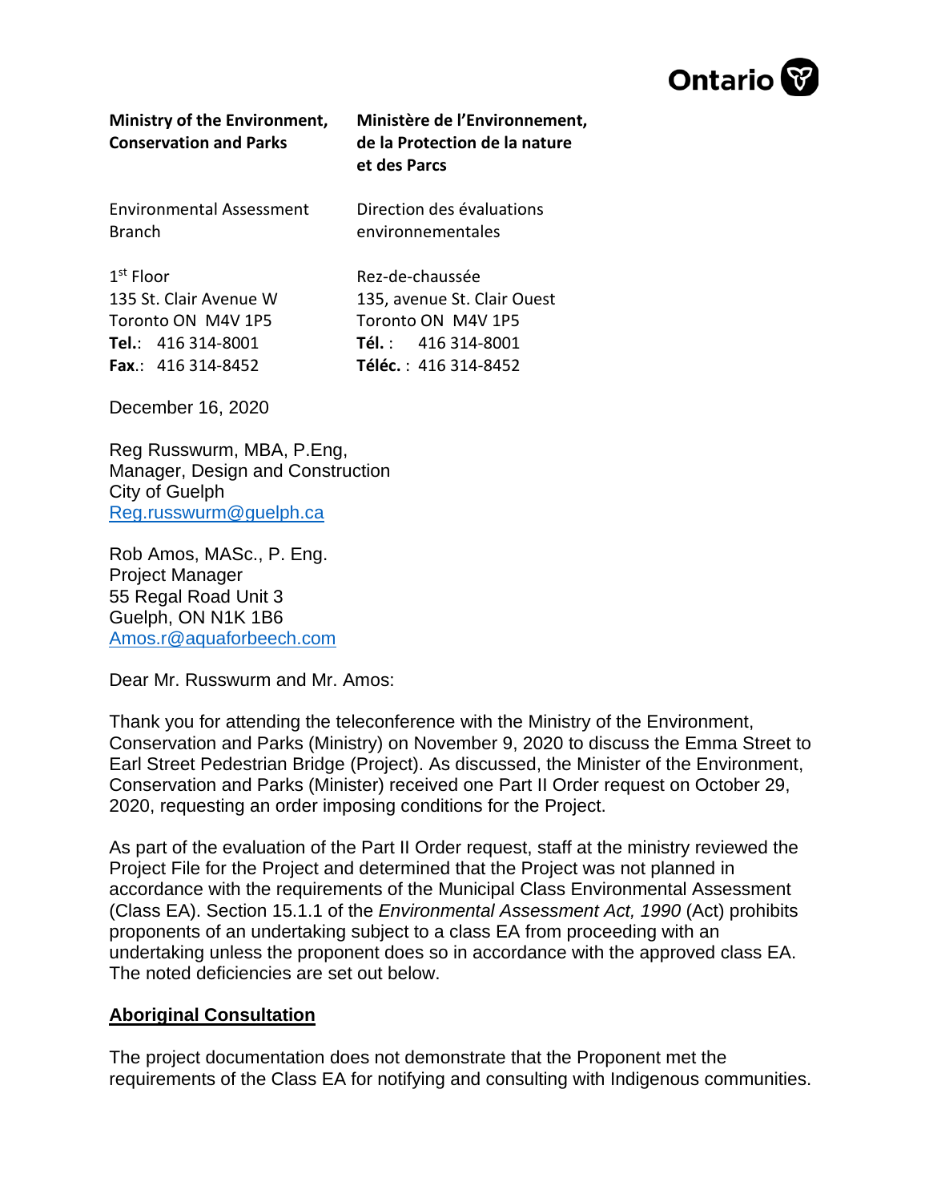Ontario

| | |
|---|---|
| **Ministry of the Environment, Conservation and Parks** | **Ministère de l'Environnement, de la Protection de la nature et des Parcs** |
| Environmental Assessment Branch | Direction des évaluations environnementales |
| 1st Floor<br>135 St. Clair Avenue W<br>Toronto ON M4V 1P5<br>**Tel.**: 416 314-8001<br>**Fax**.: 416 314-8452 | Rez-de-chaussée<br>135, avenue St. Clair Ouest<br>Toronto ON M4V 1P5<br>**Tél.** : 416 314-8001<br>**Téléc.** : 416 314-8452 |

December 16, 2020

Reg Russwurm, MBA, P.Eng,
Manager, Design and Construction
City of Guelph
Reg.russwurm@guelph.ca

Rob Amos, MASc., P. Eng.
Project Manager
55 Regal Road Unit 3
Guelph, ON N1K 1B6
Amos.r@aquaforbeech.com

Dear Mr. Russwurm and Mr. Amos:

Thank you for attending the teleconference with the Ministry of the Environment, Conservation and Parks (Ministry) on November 9, 2020 to discuss the Emma Street to Earl Street Pedestrian Bridge (Project). As discussed, the Minister of the Environment, Conservation and Parks (Minister) received one Part II Order request on October 29, 2020, requesting an order imposing conditions for the Project.

As part of the evaluation of the Part II Order request, staff at the ministry reviewed the Project File for the Project and determined that the Project was not planned in accordance with the requirements of the Municipal Class Environmental Assessment (Class EA). Section 15.1.1 of the *Environmental Assessment Act, 1990* (Act) prohibits proponents of an undertaking subject to a class EA from proceeding with an undertaking unless the proponent does so in accordance with the approved class EA. The noted deficiencies are set out below.

## Aboriginal Consultation

The project documentation does not demonstrate that the Proponent met the requirements of the Class EA for notifying and consulting with Indigenous communities.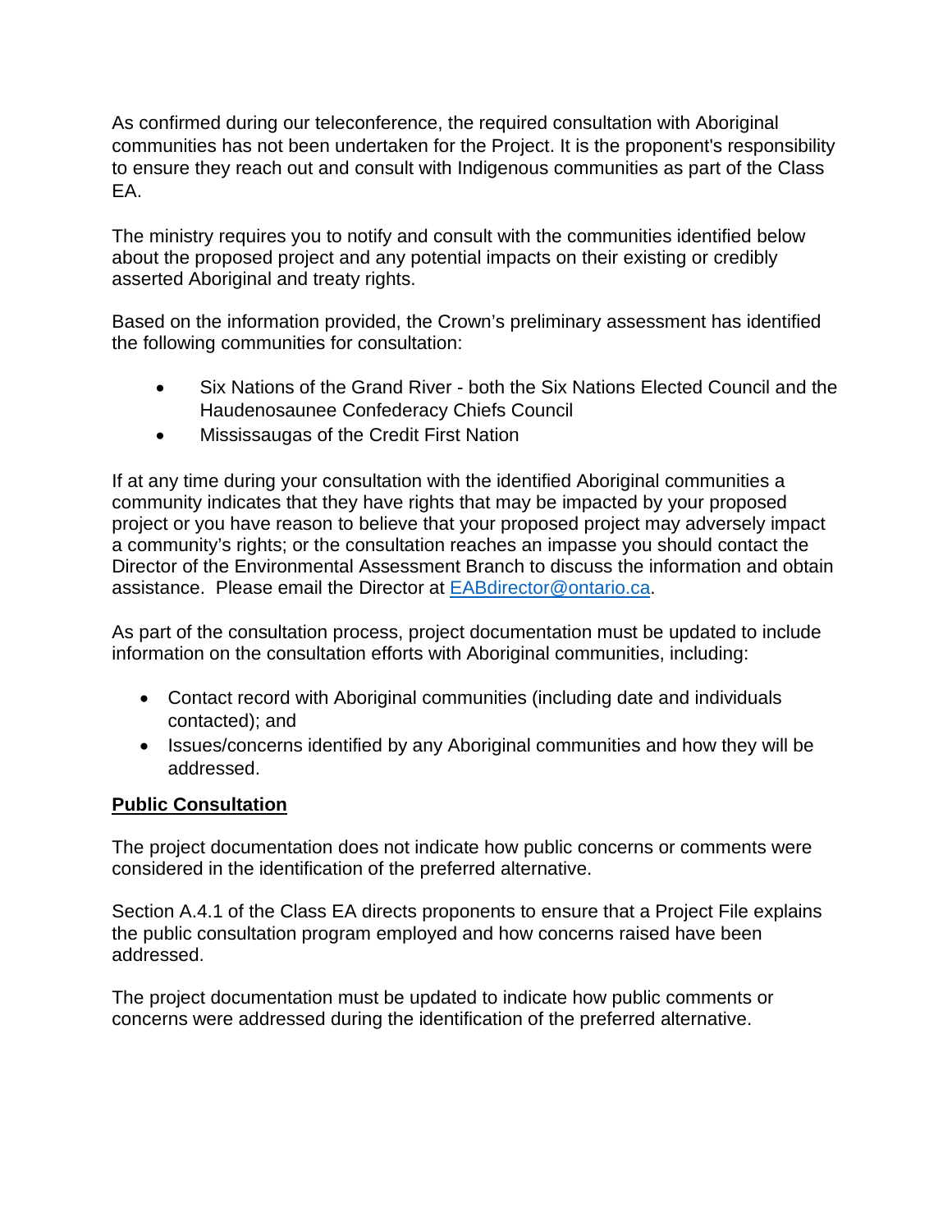As confirmed during our teleconference, the required consultation with Aboriginal communities has not been undertaken for the Project. It is the proponent's responsibility to ensure they reach out and consult with Indigenous communities as part of the Class EA.

The ministry requires you to notify and consult with the communities identified below about the proposed project and any potential impacts on their existing or credibly asserted Aboriginal and treaty rights.

Based on the information provided, the Crown's preliminary assessment has identified the following communities for consultation:

- Six Nations of the Grand River - both the Six Nations Elected Council and the Haudenosaunee Confederacy Chiefs Council
- Mississaugas of the Credit First Nation

If at any time during your consultation with the identified Aboriginal communities a community indicates that they have rights that may be impacted by your proposed project or you have reason to believe that your proposed project may adversely impact a community's rights; or the consultation reaches an impasse you should contact the Director of the Environmental Assessment Branch to discuss the information and obtain assistance. Please email the Director at EABdirector@ontario.ca.

As part of the consultation process, project documentation must be updated to include information on the consultation efforts with Aboriginal communities, including:

- Contact record with Aboriginal communities (including date and individuals contacted); and
- Issues/concerns identified by any Aboriginal communities and how they will be addressed.

**Public Consultation**

The project documentation does not indicate how public concerns or comments were considered in the identification of the preferred alternative.

Section A.4.1 of the Class EA directs proponents to ensure that a Project File explains the public consultation program employed and how concerns raised have been addressed.

The project documentation must be updated to indicate how public comments or concerns were addressed during the identification of the preferred alternative.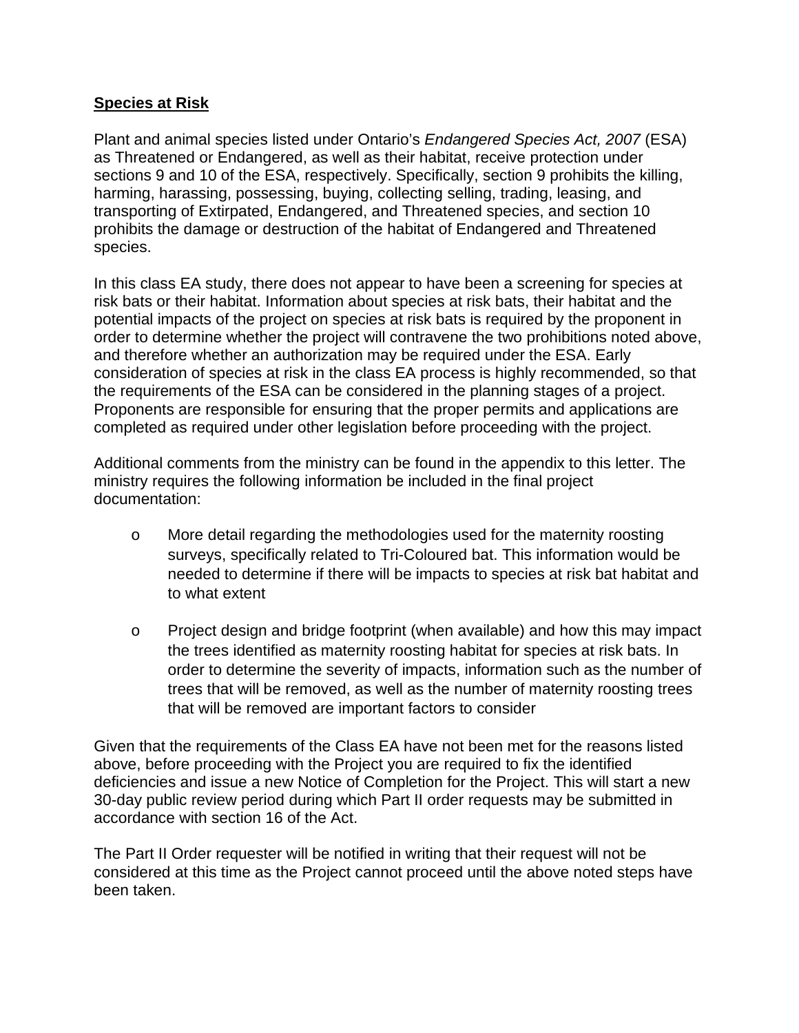**Species at Risk**

Plant and animal species listed under Ontario's *Endangered Species Act, 2007* (ESA) as Threatened or Endangered, as well as their habitat, receive protection under sections 9 and 10 of the ESA, respectively. Specifically, section 9 prohibits the killing, harming, harassing, possessing, buying, collecting selling, trading, leasing, and transporting of Extirpated, Endangered, and Threatened species, and section 10 prohibits the damage or destruction of the habitat of Endangered and Threatened species.

In this class EA study, there does not appear to have been a screening for species at risk bats or their habitat. Information about species at risk bats, their habitat and the potential impacts of the project on species at risk bats is required by the proponent in order to determine whether the project will contravene the two prohibitions noted above, and therefore whether an authorization may be required under the ESA. Early consideration of species at risk in the class EA process is highly recommended, so that the requirements of the ESA can be considered in the planning stages of a project. Proponents are responsible for ensuring that the proper permits and applications are completed as required under other legislation before proceeding with the project.

Additional comments from the ministry can be found in the appendix to this letter. The ministry requires the following information be included in the final project documentation:

- More detail regarding the methodologies used for the maternity roosting surveys, specifically related to Tri-Coloured bat. This information would be needed to determine if there will be impacts to species at risk bat habitat and to what extent

- Project design and bridge footprint (when available) and how this may impact the trees identified as maternity roosting habitat for species at risk bats. In order to determine the severity of impacts, information such as the number of trees that will be removed, as well as the number of maternity roosting trees that will be removed are important factors to consider

Given that the requirements of the Class EA have not been met for the reasons listed above, before proceeding with the Project you are required to fix the identified deficiencies and issue a new Notice of Completion for the Project. This will start a new 30-day public review period during which Part II order requests may be submitted in accordance with section 16 of the Act.

The Part II Order requester will be notified in writing that their request will not be considered at this time as the Project cannot proceed until the above noted steps have been taken.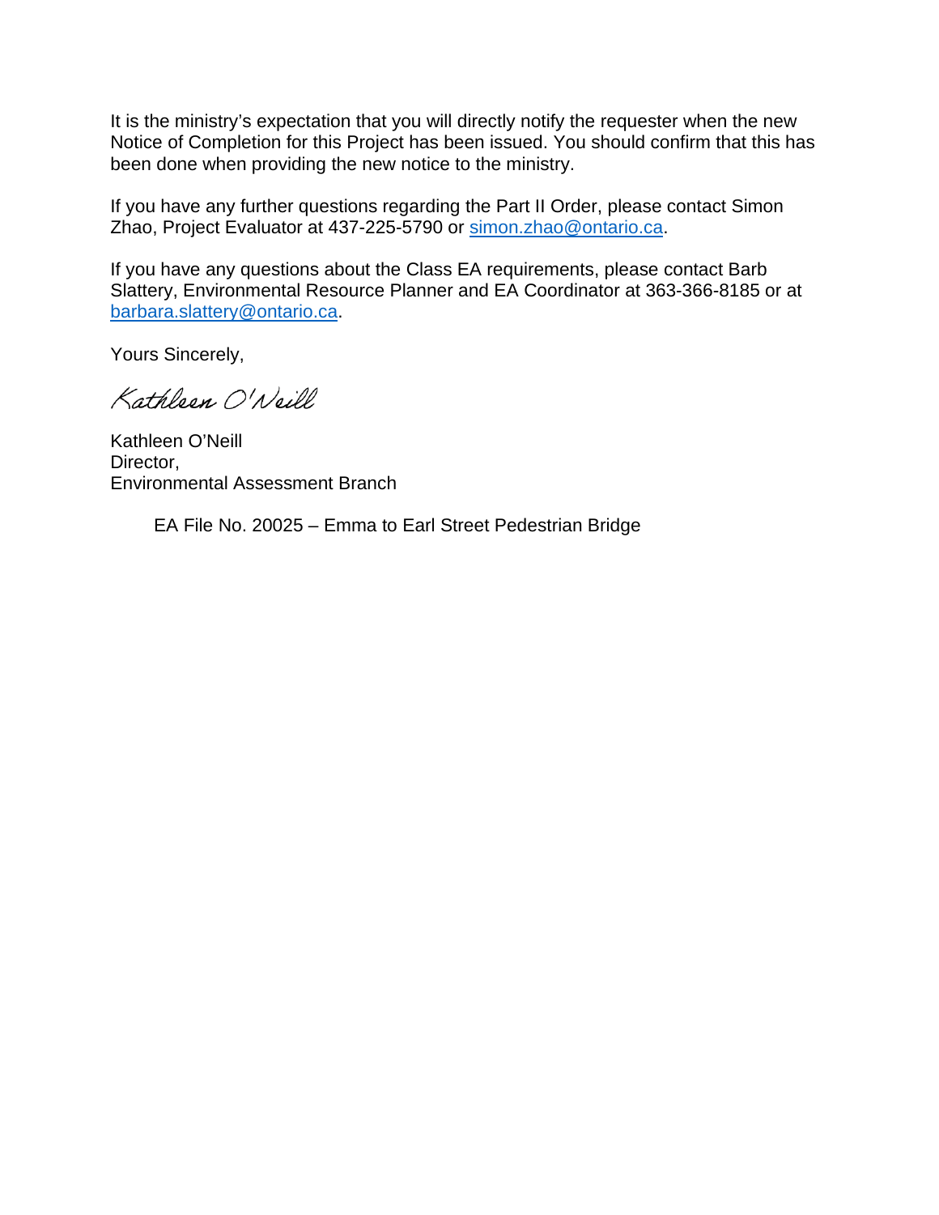It is the ministry's expectation that you will directly notify the requester when the new Notice of Completion for this Project has been issued. You should confirm that this has been done when providing the new notice to the ministry.

If you have any further questions regarding the Part II Order, please contact Simon Zhao, Project Evaluator at 437-225-5790 or simon.zhao@ontario.ca.

If you have any questions about the Class EA requirements, please contact Barb Slattery, Environmental Resource Planner and EA Coordinator at 363-366-8185 or at barbara.slattery@ontario.ca.

Yours Sincerely,

Kathleen O'Neill

Kathleen O'Neill
Director,
Environmental Assessment Branch

EA File No. 20025 – Emma to Earl Street Pedestrian Bridge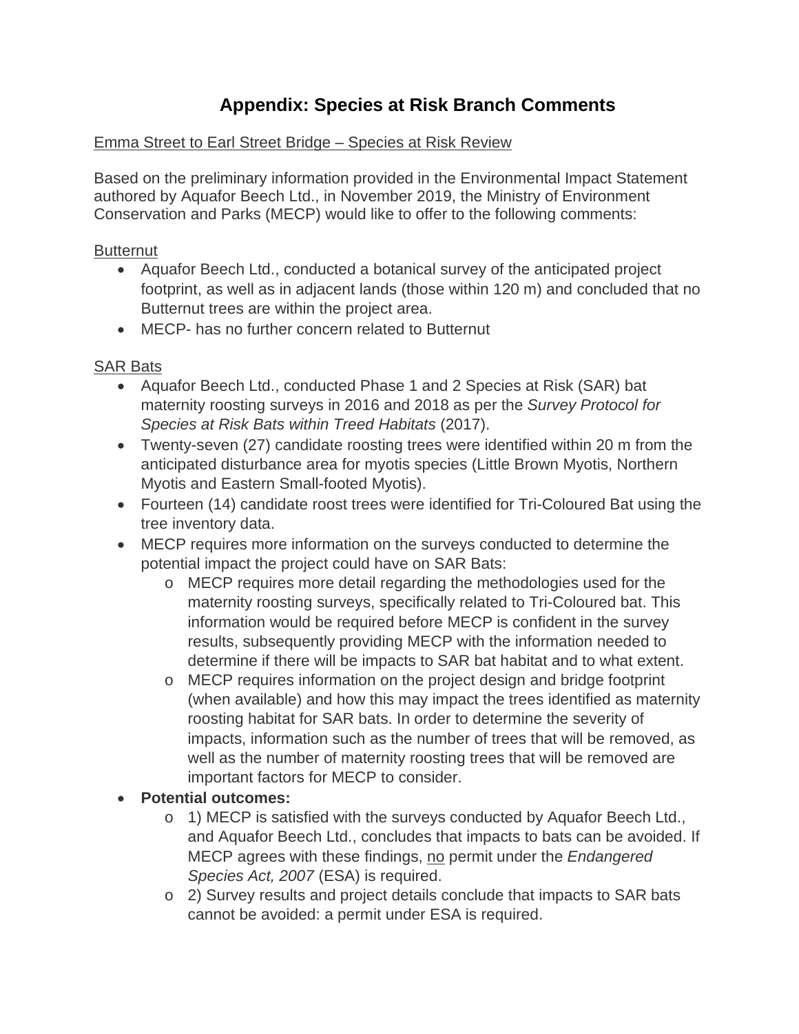# Appendix: Species at Risk Branch Comments

<u>Emma Street to Earl Street Bridge – Species at Risk Review</u>

Based on the preliminary information provided in the Environmental Impact Statement authored by Aquafor Beech Ltd., in November 2019, the Ministry of Environment Conservation and Parks (MECP) would like to offer to the following comments:

<u>Butternut</u>

- Aquafor Beech Ltd., conducted a botanical survey of the anticipated project footprint, as well as in adjacent lands (those within 120 m) and concluded that no Butternut trees are within the project area.
- MECP- has no further concern related to Butternut

<u>SAR Bats</u>

- Aquafor Beech Ltd., conducted Phase 1 and 2 Species at Risk (SAR) bat maternity roosting surveys in 2016 and 2018 as per the *Survey Protocol for Species at Risk Bats within Treed Habitats* (2017).
- Twenty-seven (27) candidate roosting trees were identified within 20 m from the anticipated disturbance area for myotis species (Little Brown Myotis, Northern Myotis and Eastern Small-footed Myotis).
- Fourteen (14) candidate roost trees were identified for Tri-Coloured Bat using the tree inventory data.
- MECP requires more information on the surveys conducted to determine the potential impact the project could have on SAR Bats:
    - MECP requires more detail regarding the methodologies used for the maternity roosting surveys, specifically related to Tri-Coloured bat. This information would be required before MECP is confident in the survey results, subsequently providing MECP with the information needed to determine if there will be impacts to SAR bat habitat and to what extent.
    - MECP requires information on the project design and bridge footprint (when available) and how this may impact the trees identified as maternity roosting habitat for SAR bats. In order to determine the severity of impacts, information such as the number of trees that will be removed, as well as the number of maternity roosting trees that will be removed are important factors for MECP to consider.
- **Potential outcomes:**
    - 1) MECP is satisfied with the surveys conducted by Aquafor Beech Ltd., and Aquafor Beech Ltd., concludes that impacts to bats can be avoided. If MECP agrees with these findings, <u>no</u> permit under the *Endangered Species Act, 2007* (ESA) is required.
    - 2) Survey results and project details conclude that impacts to SAR bats cannot be avoided: a permit under ESA is required.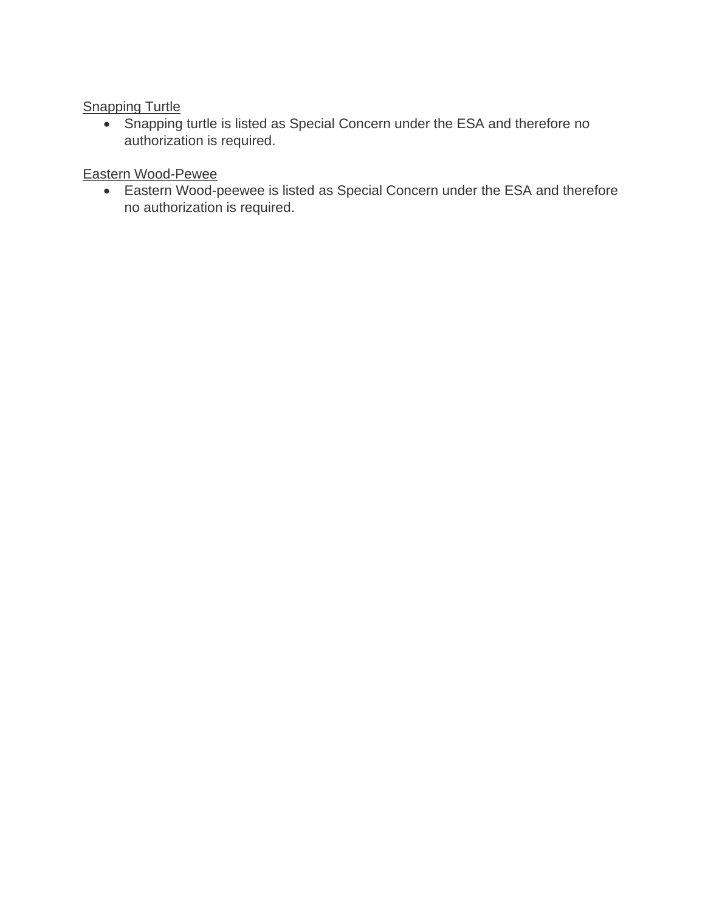Snapping Turtle

- Snapping turtle is listed as Special Concern under the ESA and therefore no authorization is required.

Eastern Wood-Pewee

- Eastern Wood-peewee is listed as Special Concern under the ESA and therefore no authorization is required.